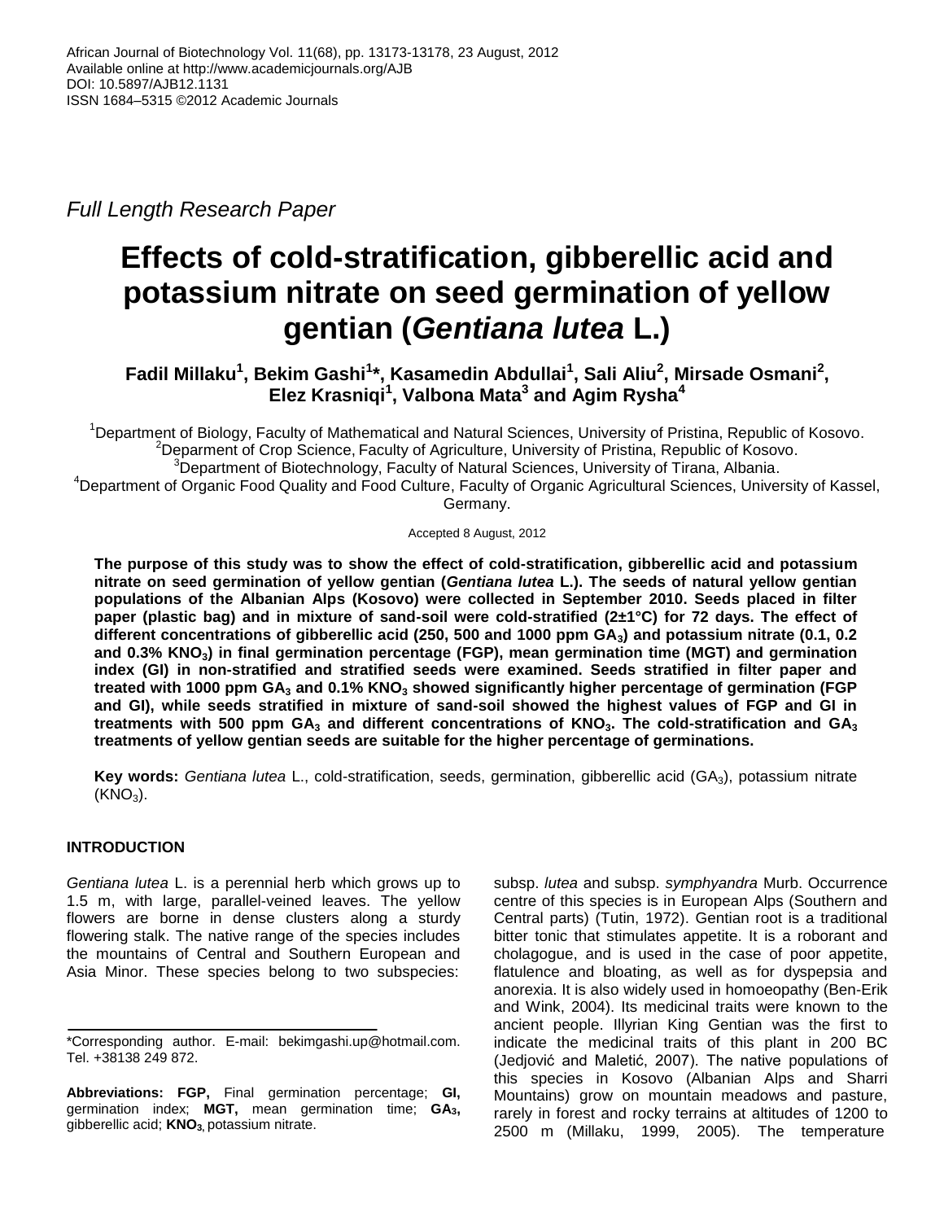Full Length Research Paper

# Effects of cold-stratification, gibberellic acid and potassium nitrate on seed germination of yellow gentian (*Gentiana lutea* L.)

**Fadil Millaku[1], Bekim Gashi[1]\*, Kasamedin Abdullai[1], Sali Aliu[2], Mirsade Osmani[2], Elez Krasniqi[1], Valbona Mata[3] and Agim Rysha[4]**

[1]Department of Biology, Faculty of Mathematical and Natural Sciences, University of Pristina, Republic of Kosovo.
[2]Deparment of Crop Science, Faculty of Agriculture, University of Pristina, Republic of Kosovo.
[3]Department of Biotechnology, Faculty of Natural Sciences, University of Tirana, Albania.
[4]Department of Organic Food Quality and Food Culture, Faculty of Organic Agricultural Sciences, University of Kassel, Germany.

Accepted 8 August, 2012

**The purpose of this study was to show the effect of cold-stratification, gibberellic acid and potassium nitrate on seed germination of yellow gentian (*Gentiana lutea* L.). The seeds of natural yellow gentian populations of the Albanian Alps (Kosovo) were collected in September 2010. Seeds placed in filter paper (plastic bag) and in mixture of sand-soil were cold-stratified (2±1°C) for 72 days. The effect of different concentrations of gibberellic acid (250, 500 and 1000 ppm $GA_3$) and potassium nitrate (0.1, 0.2 and 0.3% $KNO_3$) in final germination percentage (FGP), mean germination time (MGT) and germination index (GI) in non-stratified and stratified seeds were examined. Seeds stratified in filter paper and treated with 1000 ppm $GA_3$ and 0.1% $KNO_3$ showed significantly higher percentage of germination (FGP and GI), while seeds stratified in mixture of sand-soil showed the highest values of FGP and GI in treatments with 500 ppm $GA_3$ and different concentrations of $KNO_3$. The cold-stratification and $GA_3$ treatments of yellow gentian seeds are suitable for the higher percentage of germinations.**

**Key words:** *Gentiana lutea* L., cold-stratification, seeds, germination, gibberellic acid ($GA_3$), potassium nitrate ($KNO_3$).

## INTRODUCTION

*Gentiana lutea* L. is a perennial herb which grows up to 1.5 m, with large, parallel-veined leaves. The yellow flowers are borne in dense clusters along a sturdy flowering stalk. The native range of the species includes the mountains of Central and Southern European and Asia Minor. These species belong to two subspecies: subsp. *lutea* and subsp. *symphyandra* Murb. Occurrence centre of this species is in European Alps (Southern and Central parts) (Tutin, 1972). Gentian root is a traditional bitter tonic that stimulates appetite. It is a roborant and cholagogue, and is used in the case of poor appetite, flatulence and bloating, as well as for dyspepsia and anorexia. It is also widely used in homoeopathy (Ben-Erik and Wink, 2004). Its medicinal traits were known to the ancient people. Illyrian King Gentian was the first to indicate the medicinal traits of this plant in 200 BC (Jedjović and Maletić, 2007). The native populations of this species in Kosovo (Albanian Alps and Sharri Mountains) grow on mountain meadows and pasture, rarely in forest and rocky terrains at altitudes of 1200 to 2500 m (Millaku, 1999, 2005). The temperature

\*Corresponding author. E-mail: bekimgashi.up@hotmail.com. Tel. +38138 249 872.

**Abbreviations: FGP,** Final germination percentage; **GI,** germination index; **MGT,** mean germination time; **$GA_3$,** gibberellic acid; **$KNO_3$,** potassium nitrate.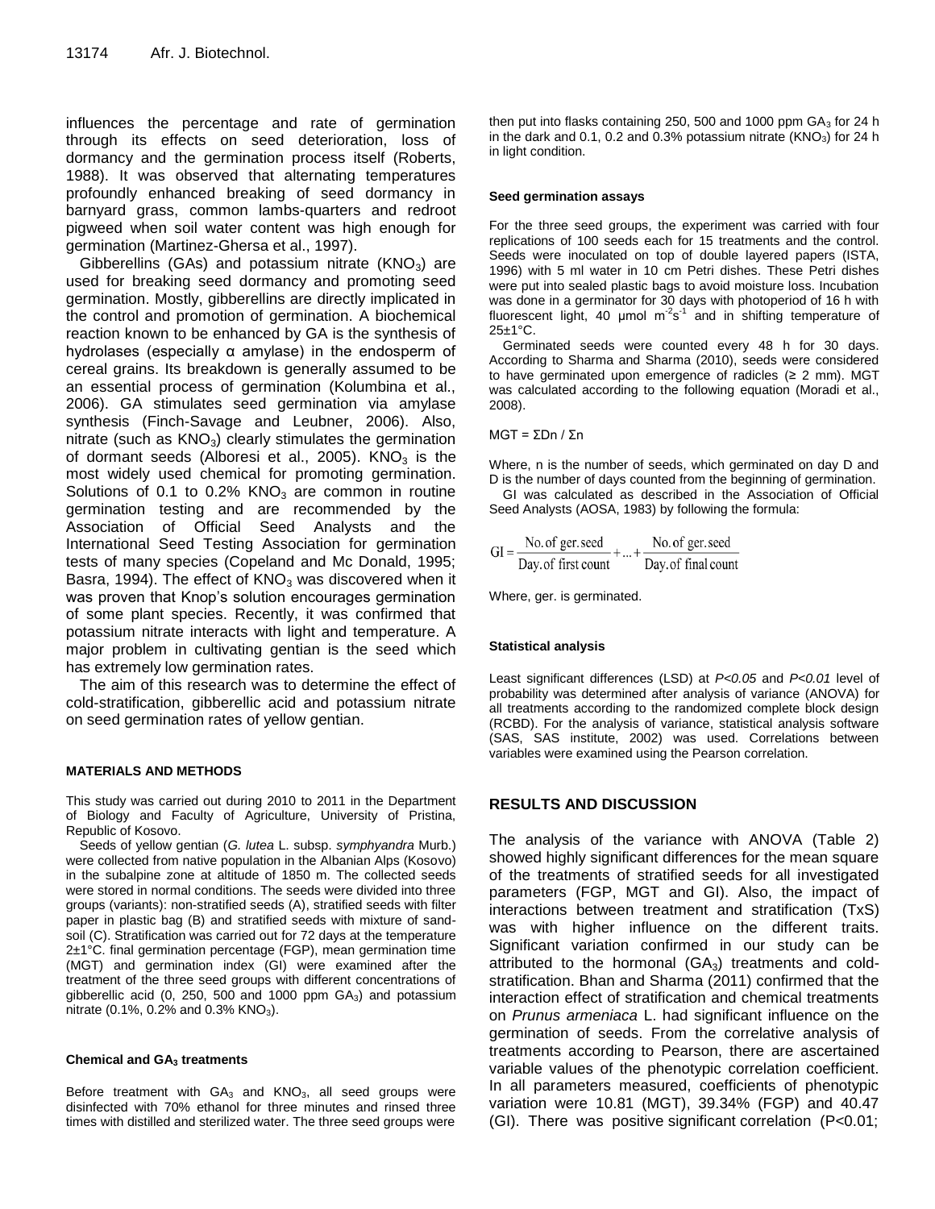influences the percentage and rate of germination through its effects on seed deterioration, loss of dormancy and the germination process itself (Roberts, 1988). It was observed that alternating temperatures profoundly enhanced breaking of seed dormancy in barnyard grass, common lambs-quarters and redroot pigweed when soil water content was high enough for germination (Martinez-Ghersa et al., 1997).

Gibberellins (GAs) and potassium nitrate ($KNO_3$) are used for breaking seed dormancy and promoting seed germination. Mostly, gibberellins are directly implicated in the control and promotion of germination. A biochemical reaction known to be enhanced by GA is the synthesis of hydrolases (especially α amylase) in the endosperm of cereal grains. Its breakdown is generally assumed to be an essential process of germination (Kolumbina et al., 2006). GA stimulates seed germination via amylase synthesis (Finch-Savage and Leubner, 2006). Also, nitrate (such as $KNO_3$) clearly stimulates the germination of dormant seeds (Alboresi et al., 2005). $KNO_3$ is the most widely used chemical for promoting germination. Solutions of 0.1 to 0.2% $KNO_3$ are common in routine germination testing and are recommended by the Association of Official Seed Analysts and the International Seed Testing Association for germination tests of many species (Copeland and Mc Donald, 1995; Basra, 1994). The effect of $KNO_3$ was discovered when it was proven that Knop's solution encourages germination of some plant species. Recently, it was confirmed that potassium nitrate interacts with light and temperature. A major problem in cultivating gentian is the seed which has extremely low germination rates.

The aim of this research was to determine the effect of cold-stratification, gibberellic acid and potassium nitrate on seed germination rates of yellow gentian.

## MATERIALS AND METHODS

This study was carried out during 2010 to 2011 in the Department of Biology and Faculty of Agriculture, University of Pristina, Republic of Kosovo.

Seeds of yellow gentian (*G. lutea* L. subsp. *symphyandra* Murb.) were collected from native population in the Albanian Alps (Kosovo) in the subalpine zone at altitude of 1850 m. The collected seeds were stored in normal conditions. The seeds were divided into three groups (variants): non-stratified seeds (A), stratified seeds with filter paper in plastic bag (B) and stratified seeds with mixture of sand-soil (C). Stratification was carried out for 72 days at the temperature 2±1°C. final germination percentage (FGP), mean germination time (MGT) and germination index (GI) were examined after the treatment of the three seed groups with different concentrations of gibberellic acid (0, 250, 500 and 1000 ppm $GA_3$) and potassium nitrate (0.1%, 0.2% and 0.3% $KNO_3$).

### Chemical and $GA_3$ treatments

Before treatment with $GA_3$ and $KNO_3$, all seed groups were disinfected with 70% ethanol for three minutes and rinsed three times with distilled and sterilized water. The three seed groups were then put into flasks containing 250, 500 and 1000 ppm $GA_3$ for 24 h in the dark and 0.1, 0.2 and 0.3% potassium nitrate ($KNO_3$) for 24 h in light condition.

### Seed germination assays

For the three seed groups, the experiment was carried with four replications of 100 seeds each for 15 treatments and the control. Seeds were inoculated on top of double layered papers (ISTA, 1996) with 5 ml water in 10 cm Petri dishes. These Petri dishes were put into sealed plastic bags to avoid moisture loss. Incubation was done in a germinator for 30 days with photoperiod of 16 h with fluorescent light, 40 μmol $m^{-2}s^{-1}$ and in shifting temperature of 25±1°C.

Germinated seeds were counted every 48 h for 30 days. According to Sharma and Sharma (2010), seeds were considered to have germinated upon emergence of radicles (≥ 2 mm). MGT was calculated according to the following equation (Moradi et al., 2008).

$$MGT = \Sigma Dn / \Sigma n$$

Where, n is the number of seeds, which germinated on day D and D is the number of days counted from the beginning of germination.

GI was calculated as described in the Association of Official Seed Analysts (AOSA, 1983) by following the formula:

$$GI = \frac{\text{No. of ger. seed}}{\text{Day. of first count}} + ... + \frac{\text{No. of ger. seed}}{\text{Day. of final count}}$$

Where, ger. is germinated.

### Statistical analysis

Least significant differences (LSD) at $P<0.05$ and $P<0.01$ level of probability was determined after analysis of variance (ANOVA) for all treatments according to the randomized complete block design (RCBD). For the analysis of variance, statistical analysis software (SAS, SAS institute, 2002) was used. Correlations between variables were examined using the Pearson correlation.

## RESULTS AND DISCUSSION

The analysis of the variance with ANOVA (Table 2) showed highly significant differences for the mean square of the treatments of stratified seeds for all investigated parameters (FGP, MGT and GI). Also, the impact of interactions between treatment and stratification (TxS) was with higher influence on the different traits. Significant variation confirmed in our study can be attributed to the hormonal ($GA_3$) treatments and cold-stratification. Bhan and Sharma (2011) confirmed that the interaction effect of stratification and chemical treatments on *Prunus armeniaca* L. had significant influence on the germination of seeds. From the correlative analysis of treatments according to Pearson, there are ascertained variable values of the phenotypic correlation coefficient. In all parameters measured, coefficients of phenotypic variation were 10.81 (MGT), 39.34% (FGP) and 40.47 (GI). There was positive significant correlation ($P<0.01$;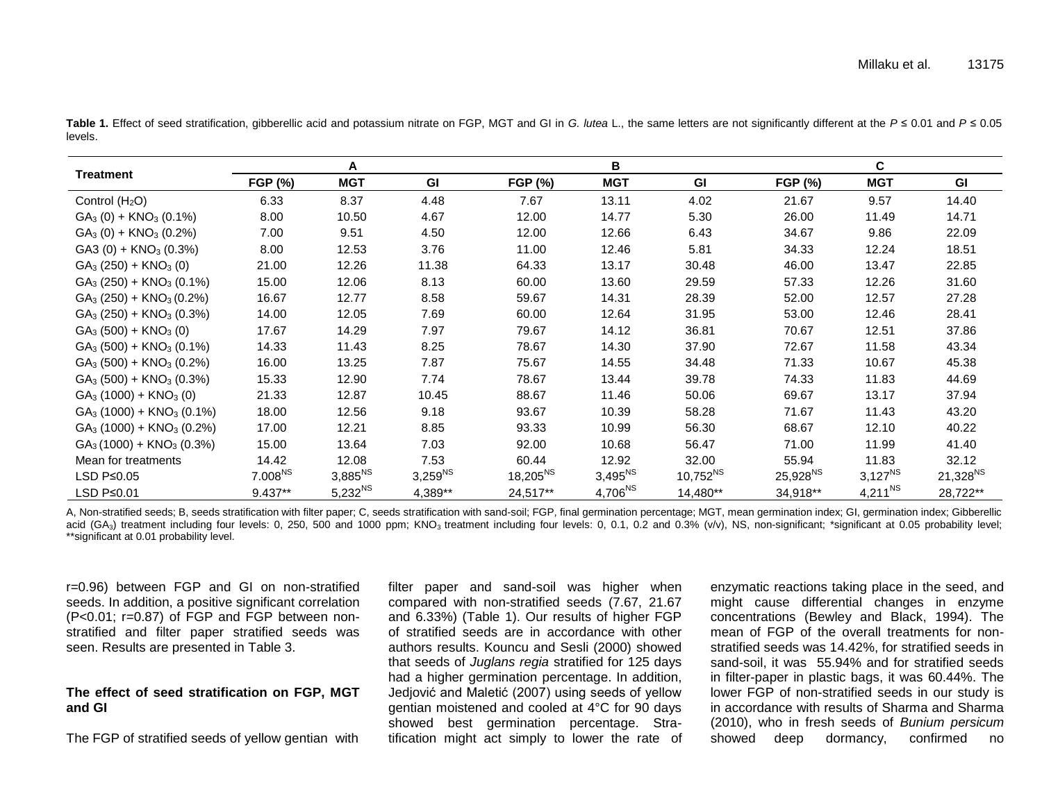**Table 1.** Effect of seed stratification, gibberellic acid and potassium nitrate on FGP, MGT and GI in *G. lutea* L., the same letters are not significantly different at the $P \leq 0.01$ and $P \leq 0.05$ levels.

| Treatment | A | | | B | | | C | | |
|---|---|---|---|---|---|---|---|---|---|
| | FGP (%) | MGT | GI | FGP (%) | MGT | GI | FGP (%) | MGT | GI |
| Control ($H_2O$) | 6.33 | 8.37 | 4.48 | 7.67 | 13.11 | 4.02 | 21.67 | 9.57 | 14.40 |
| $GA_3$ (0) + $KNO_3$ (0.1%) | 8.00 | 10.50 | 4.67 | 12.00 | 14.77 | 5.30 | 26.00 | 11.49 | 14.71 |
| $GA_3$ (0) + $KNO_3$ (0.2%) | 7.00 | 9.51 | 4.50 | 12.00 | 12.66 | 6.43 | 34.67 | 9.86 | 22.09 |
| GA3 (0) + $KNO_3$ (0.3%) | 8.00 | 12.53 | 3.76 | 11.00 | 12.46 | 5.81 | 34.33 | 12.24 | 18.51 |
| $GA_3$ (250) + $KNO_3$ (0) | 21.00 | 12.26 | 11.38 | 64.33 | 13.17 | 30.48 | 46.00 | 13.47 | 22.85 |
| $GA_3$ (250) + $KNO_3$ (0.1%) | 15.00 | 12.06 | 8.13 | 60.00 | 13.60 | 29.59 | 57.33 | 12.26 | 31.60 |
| $GA_3$ (250) + $KNO_3$ (0.2%) | 16.67 | 12.77 | 8.58 | 59.67 | 14.31 | 28.39 | 52.00 | 12.57 | 27.28 |
| $GA_3$ (250) + $KNO_3$ (0.3%) | 14.00 | 12.05 | 7.69 | 60.00 | 12.64 | 31.95 | 53.00 | 12.46 | 28.41 |
| $GA_3$ (500) + $KNO_3$ (0) | 17.67 | 14.29 | 7.97 | 79.67 | 14.12 | 36.81 | 70.67 | 12.51 | 37.86 |
| $GA_3$ (500) + $KNO_3$ (0.1%) | 14.33 | 11.43 | 8.25 | 78.67 | 14.30 | 37.90 | 72.67 | 11.58 | 43.34 |
| $GA_3$ (500) + $KNO_3$ (0.2%) | 16.00 | 13.25 | 7.87 | 75.67 | 14.55 | 34.48 | 71.33 | 10.67 | 45.38 |
| $GA_3$ (500) + $KNO_3$ (0.3%) | 15.33 | 12.90 | 7.74 | 78.67 | 13.44 | 39.78 | 74.33 | 11.83 | 44.69 |
| $GA_3$ (1000) + $KNO_3$ (0) | 21.33 | 12.87 | 10.45 | 88.67 | 11.46 | 50.06 | 69.67 | 13.17 | 37.94 |
| $GA_3$ (1000) + $KNO_3$ (0.1%) | 18.00 | 12.56 | 9.18 | 93.67 | 10.39 | 58.28 | 71.67 | 11.43 | 43.20 |
| $GA_3$ (1000) + $KNO_3$ (0.2%) | 17.00 | 12.21 | 8.85 | 93.33 | 10.99 | 56.30 | 68.67 | 12.10 | 40.22 |
| $GA_3$ (1000) + $KNO_3$ (0.3%) | 15.00 | 13.64 | 7.03 | 92.00 | 10.68 | 56.47 | 71.00 | 11.99 | 41.40 |
| Mean for treatments | 14.42 | 12.08 | 7.53 | 60.44 | 12.92 | 32.00 | 55.94 | 11.83 | 32.12 |
| LSD P≤0.05 | 7.008[NS] | 3,885[NS] | 3,259[NS] | 18,205[NS] | 3,495[NS] | 10,752[NS] | 25,928[NS] | 3,127[NS] | 21,328[NS] |
| LSD P≤0.01 | 9.437** | 5,232[NS] | 4,389** | 24,517** | 4,706[NS] | 14,480** | 34,918** | 4,211[NS] | 28,722** |

A, Non-stratified seeds; B, seeds stratification with filter paper; C, seeds stratification with sand-soil; FGP, final germination percentage; MGT, mean germination index; GI, germination index; Gibberellic acid ($GA_3$) treatment including four levels: 0, 250, 500 and 1000 ppm; $KNO_3$ treatment including four levels: 0, 0.1, 0.2 and 0.3% (v/v), NS, non-significant; *significant at 0.05 probability level; **significant at 0.01 probability level.

r=0.96) between FGP and GI on non-stratified seeds. In addition, a positive significant correlation (P<0.01; r=0.87) of FGP and FGP between non-stratified and filter paper stratified seeds was seen. Results are presented in Table 3.

### The effect of seed stratification on FGP, MGT and GI

The FGP of stratified seeds of yellow gentian with filter paper and sand-soil was higher when compared with non-stratified seeds (7.67, 21.67 and 6.33%) (Table 1). Our results of higher FGP of stratified seeds are in accordance with other authors results. Kouncu and Sesli (2000) showed that seeds of *Juglans regia* stratified for 125 days had a higher germination percentage. In addition, Jedjović and Maletić (2007) using seeds of yellow gentian moistened and cooled at 4°C for 90 days showed best germination percentage. Stratification might act simply to lower the rate of enzymatic reactions taking place in the seed, and might cause differential changes in enzyme concentrations (Bewley and Black, 1994). The mean of FGP of the overall treatments for non-stratified seeds was 14.42%, for stratified seeds in sand-soil, it was 55.94% and for stratified seeds in filter-paper in plastic bags, it was 60.44%. The lower FGP of non-stratified seeds in our study is in accordance with results of Sharma and Sharma (2010), who in fresh seeds of *Bunium persicum* showed deep dormancy, confirmed no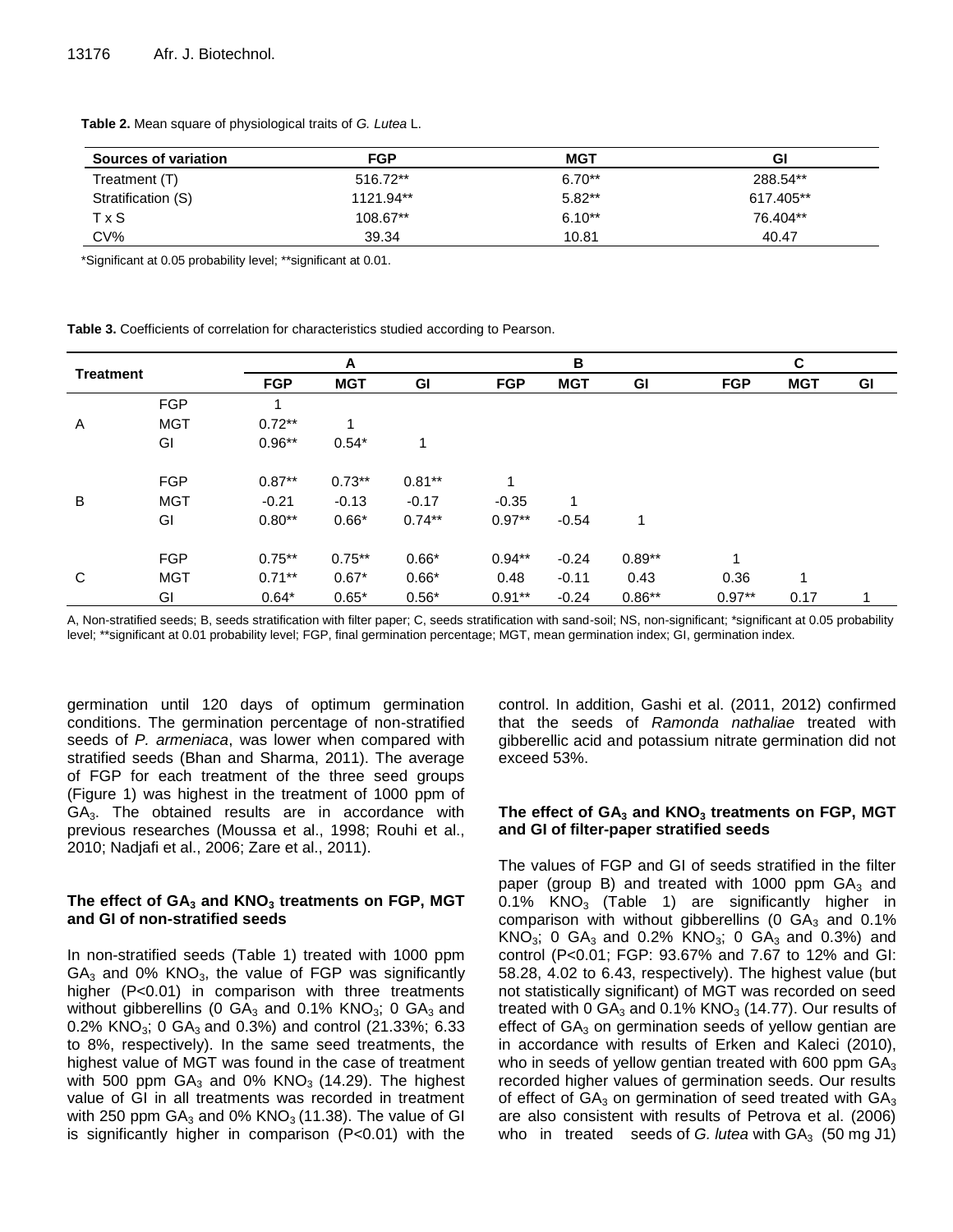**Table 2.** Mean square of physiological traits of *G. Lutea* L.

| Sources of variation | FGP | MGT | GI |
|---|---|---|---|
| Treatment (T) | 516.72** | 6.70** | 288.54** |
| Stratification (S) | 1121.94** | 5.82** | 617.405** |
| T x S | 108.67** | 6.10** | 76.404** |
| CV% | 39.34 | 10.81 | 40.47 |

*Significant at 0.05 probability level; **significant at 0.01.

**Table 3.** Coefficients of correlation for characteristics studied according to Pearson.

| Treatment | | A | | | B | | | C | | |
|---|---|---|---|---|---|---|---|---|---|---|
| | | FGP | MGT | GI | FGP | MGT | GI | FGP | MGT | GI |
| A | FGP | 1 | | | | | | | | |
| | MGT | 0.72** | 1 | | | | | | | |
| | GI | 0.96** | 0.54* | 1 | | | | | | |
| B | FGP | 0.87** | 0.73** | 0.81** | 1 | | | | | |
| | MGT | -0.21 | -0.13 | -0.17 | -0.35 | 1 | | | | |
| | GI | 0.80** | 0.66* | 0.74** | 0.97** | -0.54 | 1 | | | |
| C | FGP | 0.75** | 0.75** | 0.66* | 0.94** | -0.24 | 0.89** | 1 | | |
| | MGT | 0.71** | 0.67* | 0.66* | 0.48 | -0.11 | 0.43 | 0.36 | 1 | |
| | GI | 0.64* | 0.65* | 0.56* | 0.91** | -0.24 | 0.86** | 0.97** | 0.17 | 1 |

A, Non-stratified seeds; B, seeds stratification with filter paper; C, seeds stratification with sand-soil; NS, non-significant; *significant at 0.05 probability level; **significant at 0.01 probability level; FGP, final germination percentage; MGT, mean germination index; GI, germination index.

germination until 120 days of optimum germination conditions. The germination percentage of non-stratified seeds of *P. armeniaca*, was lower when compared with stratified seeds (Bhan and Sharma, 2011). The average of FGP for each treatment of the three seed groups (Figure 1) was highest in the treatment of 1000 ppm of $GA_3$. The obtained results are in accordance with previous researches (Moussa et al., 1998; Rouhi et al., 2010; Nadjafi et al., 2006; Zare et al., 2011).

### The effect of $GA_3$ and $KNO_3$ treatments on FGP, MGT and GI of non-stratified seeds

In non-stratified seeds (Table 1) treated with 1000 ppm $GA_3$ and 0% $KNO_3$, the value of FGP was significantly higher (P<0.01) in comparison with three treatments without gibberellins (0 $GA_3$ and 0.1% $KNO_3$; 0 $GA_3$ and 0.2% $KNO_3$; 0 $GA_3$ and 0.3%) and control (21.33%; 6.33 to 8%, respectively). In the same seed treatments, the highest value of MGT was found in the case of treatment with 500 ppm $GA_3$ and 0% $KNO_3$ (14.29). The highest value of GI in all treatments was recorded in treatment with 250 ppm $GA_3$ and 0% $KNO_3$ (11.38). The value of GI is significantly higher in comparison (P<0.01) with the control. In addition, Gashi et al. (2011, 2012) confirmed that the seeds of *Ramonda nathaliae* treated with gibberellic acid and potassium nitrate germination did not exceed 53%.

### The effect of $GA_3$ and $KNO_3$ treatments on FGP, MGT and GI of filter-paper stratified seeds

The values of FGP and GI of seeds stratified in the filter paper (group B) and treated with 1000 ppm $GA_3$ and 0.1% $KNO_3$ (Table 1) are significantly higher in comparison with without gibberellins (0 $GA_3$ and 0.1% $KNO_3$; 0 $GA_3$ and 0.2% $KNO_3$; 0 $GA_3$ and 0.3%) and control (P<0.01; FGP: 93.67% and 7.67 to 12% and GI: 58.28, 4.02 to 6.43, respectively). The highest value (but not statistically significant) of MGT was recorded on seed treated with 0 $GA_3$ and 0.1% $KNO_3$ (14.77). Our results of effect of $GA_3$ on germination seeds of yellow gentian are in accordance with results of Erken and Kaleci (2010), who in seeds of yellow gentian treated with 600 ppm $GA_3$ recorded higher values of germination seeds. Our results of effect of $GA_3$ on germination of seed treated with $GA_3$ are also consistent with results of Petrova et al. (2006) who in treated seeds of *G. lutea* with $GA_3$ (50 mg J1)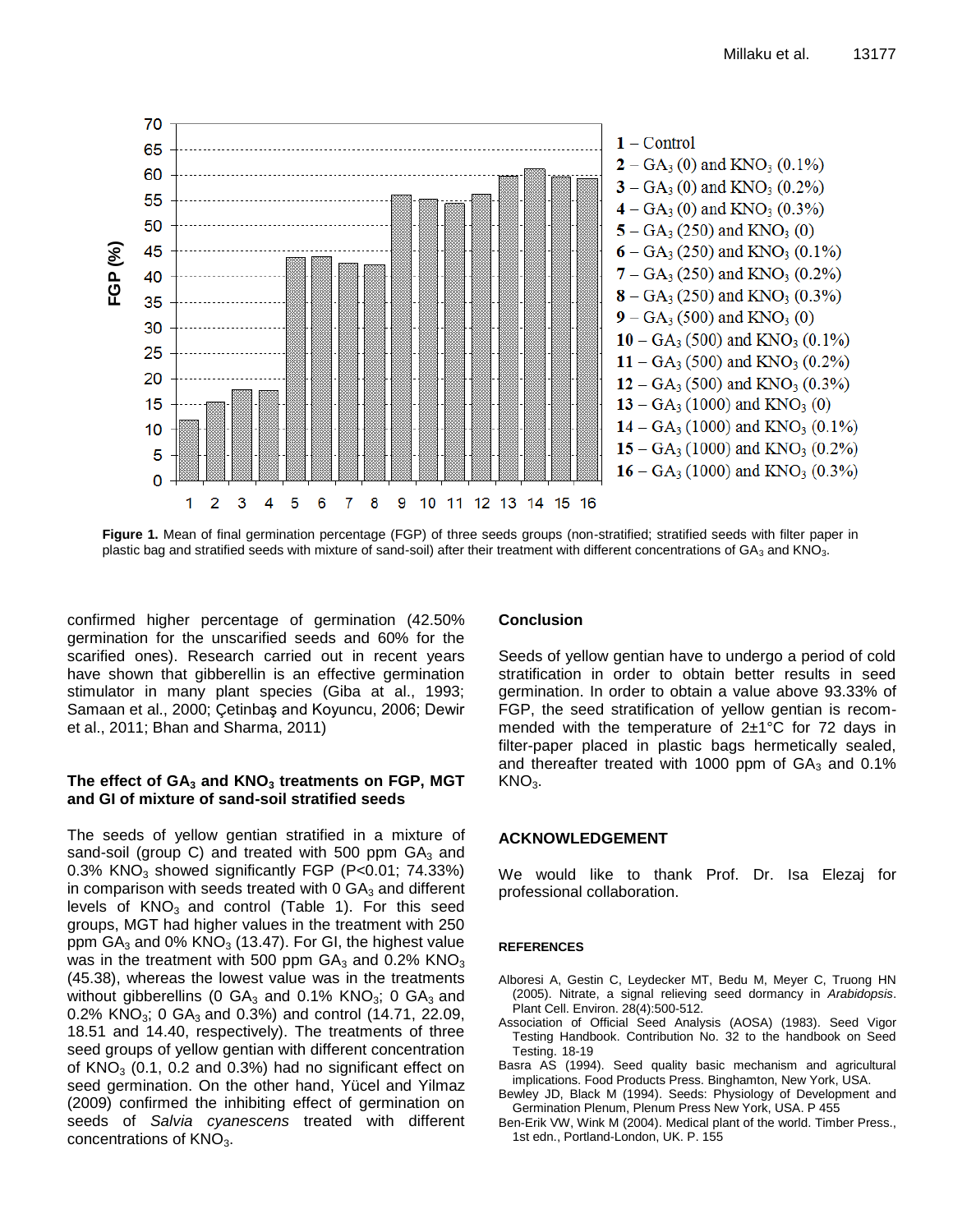**Figure 1.** Mean of final germination percentage (FGP) of three seeds groups (non-stratified; stratified seeds with filter paper in plastic bag and stratified seeds with mixture of sand-soil) after their treatment with different concentrations of $GA_3$ and $KNO_3$.

confirmed higher percentage of germination (42.50% germination for the unscarified seeds and 60% for the scarified ones). Research carried out in recent years have shown that gibberellin is an effective germination stimulator in many plant species (Giba at al., 1993; Samaan et al., 2000; Çetinbaş and Koyuncu, 2006; Dewir et al., 2011; Bhan and Sharma, 2011)

### The effect of $GA_3$ and $KNO_3$ treatments on FGP, MGT and GI of mixture of sand-soil stratified seeds

The seeds of yellow gentian stratified in a mixture of sand-soil (group C) and treated with 500 ppm $GA_3$ and 0.3% $KNO_3$ showed significantly FGP ($P<0.01$; 74.33%) in comparison with seeds treated with 0 $GA_3$ and different levels of $KNO_3$ and control (Table 1). For this seed groups, MGT had higher values in the treatment with 250 ppm $GA_3$ and 0% $KNO_3$ (13.47). For GI, the highest value was in the treatment with 500 ppm $GA_3$ and 0.2% $KNO_3$ (45.38), whereas the lowest value was in the treatments without gibberellins (0 $GA_3$ and 0.1% $KNO_3$; 0 $GA_3$ and 0.2% $KNO_3$; 0 $GA_3$ and 0.3%) and control (14.71, 22.09, 18.51 and 14.40, respectively). The treatments of three seed groups of yellow gentian with different concentration of $KNO_3$ (0.1, 0.2 and 0.3%) had no significant effect on seed germination. On the other hand, Yücel and Yilmaz (2009) confirmed the inhibiting effect of germination on seeds of *Salvia cyanescens* treated with different concentrations of $KNO_3$.

## Conclusion

Seeds of yellow gentian have to undergo a period of cold stratification in order to obtain better results in seed germination. In order to obtain a value above 93.33% of FGP, the seed stratification of yellow gentian is recommended with the temperature of 2±1°C for 72 days in filter-paper placed in plastic bags hermetically sealed, and thereafter treated with 1000 ppm of $GA_3$ and 0.1% $KNO_3$.

## ACKNOWLEDGEMENT

We would like to thank Prof. Dr. Isa Elezaj for professional collaboration.

## REFERENCES

Alboresi A, Gestin C, Leydecker MT, Bedu M, Meyer C, Truong HN (2005). Nitrate, a signal relieving seed dormancy in *Arabidopsis*. Plant Cell. Environ. 28(4):500-512.

Association of Official Seed Analysis (AOSA) (1983). Seed Vigor Testing Handbook. Contribution No. 32 to the handbook on Seed Testing. 18-19

Basra AS (1994). Seed quality basic mechanism and agricultural implications. Food Products Press. Binghamton, New York, USA.

Bewley JD, Black M (1994). Seeds: Physiology of Development and Germination Plenum, Plenum Press New York, USA. P 455

Ben-Erik VW, Wink M (2004). Medical plant of the world. Timber Press., 1st edn., Portland-London, UK. P. 155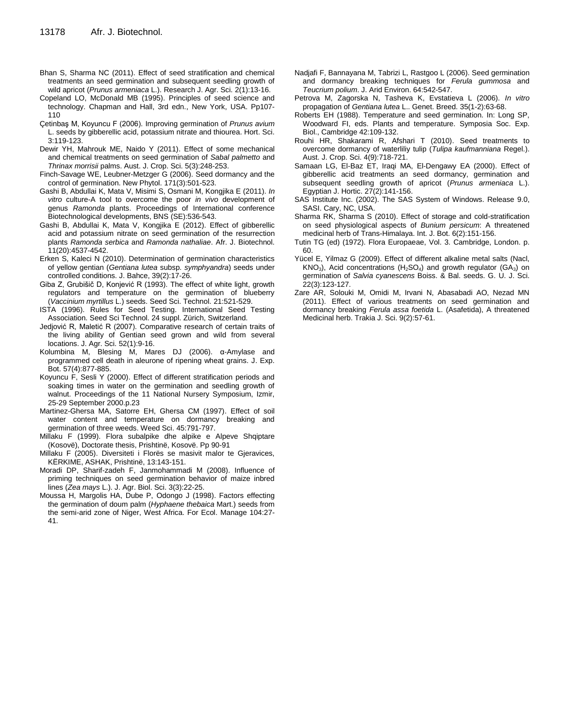Bhan S, Sharma NC (2011). Effect of seed stratification and chemical treatments an seed germination and subsequent seedling growth of wild apricot (*Prunus armeniaca* L.). Research J. Agr. Sci. 2(1):13-16.

Copeland LO, McDonald MB (1995). Principles of seed science and technology. Chapman and Hall, 3rd edn., New York, USA. Pp107-110

Çetinbaş M, Koyuncu F (2006). Improving germination of *Prunus avium* L. seeds by gibberellic acid, potassium nitrate and thiourea. Hort. Sci. 3:119-123.

Dewir YH, Mahrouk ME, Naido Y (2011). Effect of some mechanical and chemical treatments on seed germination of *Sabal palmetto* and *Thrinax morrisii* palms. Aust. J. Crop. Sci. 5(3):248-253.

Finch-Savage WE, Leubner-Metzger G (2006). Seed dormancy and the control of germination. New Phytol. 171(3):501-523.

Gashi B, Abdullai K, Mata V, Misimi S, Osmani M, Kongjika E (2011). *In vitro* culture-A tool to overcome the poor *in vivo* development of genus *Ramonda* plants. Proceedings of International conference Biotechnological developments, BNS (SE):536-543.

Gashi B, Abdullai K, Mata V, Kongjika E (2012). Effect of gibberellic acid and potassium nitrate on seed germination of the resurrection plants *Ramonda serbica* and *Ramonda nathaliae*. Afr. J. Biotechnol. 11(20):4537-4542.

Erken S, Kaleci N (2010). Determination of germination characteristics of yellow gentian (*Gentiana lutea* subsp. *symphyandra*) seeds under controlled conditions. J. Bahce, 39(2):17-26.

Giba Z, Grubišič D, Konjević R (1993). The effect of white light, growth regulators and temperature on the germination of blueberry (*Vaccinium myrtillus* L.) seeds. Seed Sci. Technol. 21:521-529.

ISTA (1996). Rules for Seed Testing. International Seed Testing Association. Seed Sci Technol. 24 suppl. Zürich, Switzerland.

Jedjović R, Maletić R (2007). Comparative research of certain traits of the living ability of Gentian seed grown and wild from several locations. J. Agr. Sci. 52(1):9-16.

Kolumbina M, Blesing M, Mares DJ (2006). α-Amylase and programmed cell death in aleurone of ripening wheat grains. J. Exp. Bot. 57(4):877-885.

Koyuncu F, Sesli Y (2000). Effect of different stratification periods and soaking times in water on the germination and seedling growth of walnut. Proceedings of the 11 National Nursery Symposium, Izmir, 25-29 September 2000.p.23

Martinez-Ghersa MA, Satorre EH, Ghersa CM (1997). Effect of soil water content and temperature on dormancy breaking and germination of three weeds. Weed Sci. 45:791-797.

Millaku F (1999). Flora subalpike dhe alpike e Alpeve Shqiptare (Kosovë), Doctorate thesis, Prishtinë, Kosovë. Pp 90-91

Millaku F (2005). Diversiteti i Florës se masivit malor te Gjeravices, KËRKIME, ASHAK, Prishtinë, 13:143-151.

Moradi DP, Sharif-zadeh F, Janmohammadi M (2008). Influence of priming techniques on seed germination behavior of maize inbred lines (*Zea mays* L.). J. Agr. Biol. Sci. 3(3):22-25.

Moussa H, Margolis HA, Dube P, Odongo J (1998). Factors effecting the germination of doum palm (*Hyphaene thebaica* Mart.) seeds from the semi-arid zone of Niger, West Africa. For Ecol. Manage 104:27-41.

Nadjafi F, Bannayana M, Tabrizi L, Rastgoo L (2006). Seed germination and dormancy breaking techniques for *Ferula gummosa* and *Teucrium polium*. J. Arid Environ. 64:542-547.

Petrova M, Zagorska N, Tasheva K, Evstatieva L (2006). *In vitro* propagation of *Gentiana lutea* L.. Genet. Breed. 35(1-2):63-68.

Roberts EH (1988). Temperature and seed germination. In: Long SP, Woodward FI, eds. Plants and temperature. Symposia Soc. Exp. Biol., Cambridge 42:109-132.

Rouhi HR, Shakarami R, Afshari T (2010). Seed treatments to overcome dormancy of waterliliy tulip (*Tulipa kaufmanniana* Regel.). Aust. J. Crop. Sci. 4(9):718-721.

Samaan LG, El-Baz ET, Iraqi MA, El-Dengawy EA (2000). Effect of gibberellic acid treatments an seed dormancy, germination and subsequent seedling growth of apricot (*Prunus armeniaca* L.). Egyptian J. Hortic. 27(2):141-156.

SAS Institute Inc. (2002). The SAS System of Windows. Release 9.0, SASI. Cary, NC, USA.

Sharma RK, Sharma S (2010). Effect of storage and cold-stratification on seed physiological aspects of *Bunium persicum*: A threatened medicinal herb of Trans-Himalaya. Int. J. Bot. 6(2):151-156.

Tutin TG (ed) (1972). Flora Europaeae, Vol. 3. Cambridge, London. p. 60.

Yücel E, Yilmaz G (2009). Effect of different alkaline metal salts (Nacl, $KNO_3$), Acid concentrations ($H_2SO_4$) and growth regulator ($GA_3$) on germination of *Salvia cyanescens* Boiss. & Bal. seeds. G. U. J. Sci. 22(3):123-127.

Zare AR, Solouki M, Omidi M, Irvani N, Abasabadi AO, Nezad MN (2011). Effect of various treatments on seed germination and dormancy breaking *Ferula assa foetida* L. (Asafetida), A threatened Medicinal herb. Trakia J. Sci. 9(2):57-61.